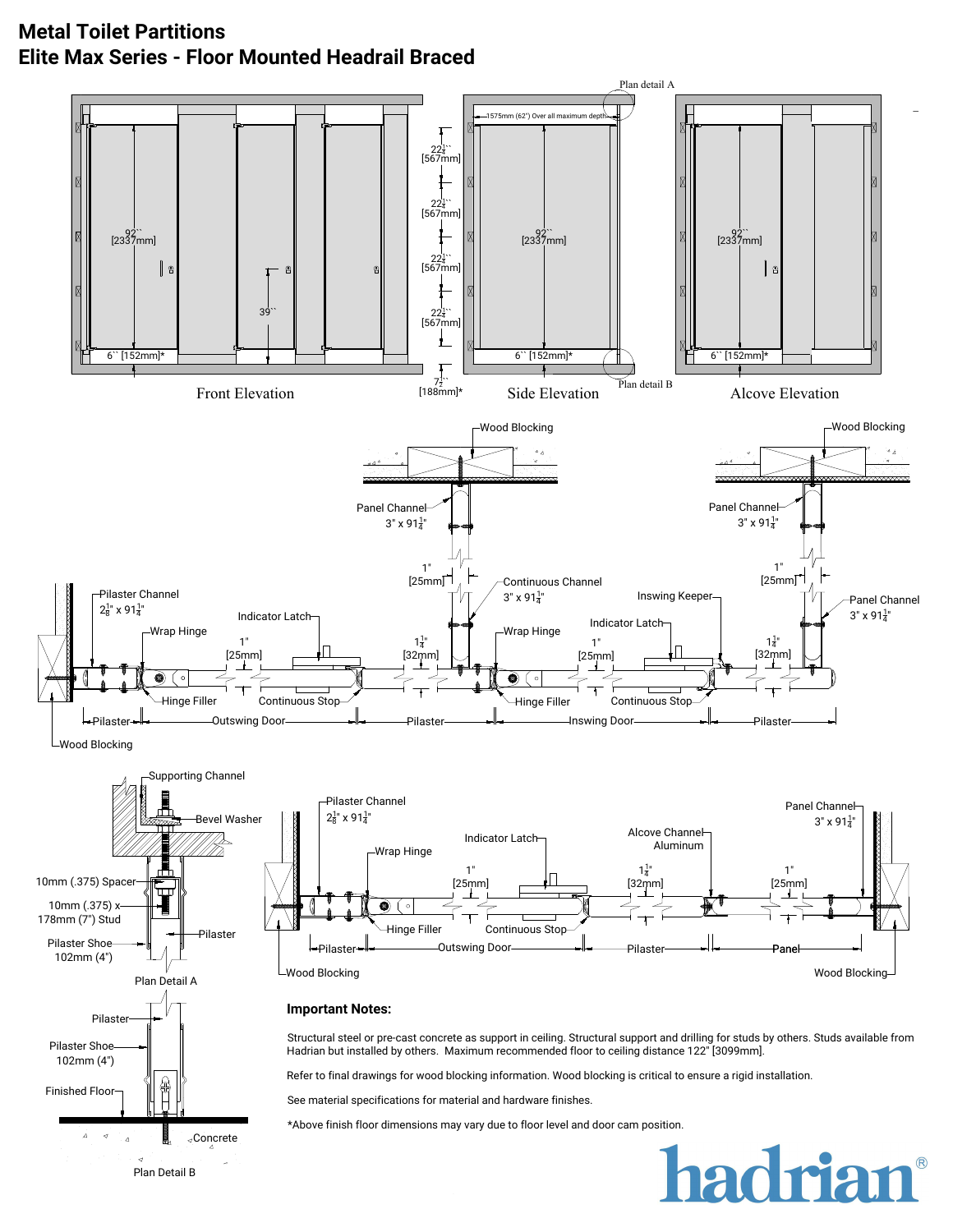# Metal Toilet Partitions
## Elite Max Series - Floor Mounted Headrail Braced

Front Elevation

Side Elevation

Alcove Elevation

92" [2337mm]

39"

6" [152mm]*

1575mm (62") Over all maximum depth

22¼" [567mm]

7¼" [188mm]*

Plan detail A

Plan detail B

Wood Blocking

Panel Channel 3" x 91¼"

1" [25mm]

Continuous Channel 3" x 91¼"

Pilaster Channel 2⅞" x 91¼"

Indicator Latch

Wrap Hinge

1¼" [32mm]

Inswing Keeper

Hinge Filler

Continuous Stop

Pilaster

Outswing Door

Inswing Door

Supporting Channel

Bevel Washer

10mm (.375) Spacer

10mm (.375) x 178mm (7") Stud

Pilaster Shoe 102mm (4")

Plan Detail A

Finished Floor

Concrete

Plan Detail B

Alcove Channel Aluminum

Panel

### Important Notes:

Structural steel or pre-cast concrete as support in ceiling. Structural support and drilling for studs by others. Studs available from Hadrian but installed by others. Maximum recommended floor to ceiling distance 122" [3099mm].

Refer to final drawings for wood blocking information. Wood blocking is critical to ensure a rigid installation.

See material specifications for material and hardware finishes.

*Above finish floor dimensions may vary due to floor level and door cam position.

hadrian®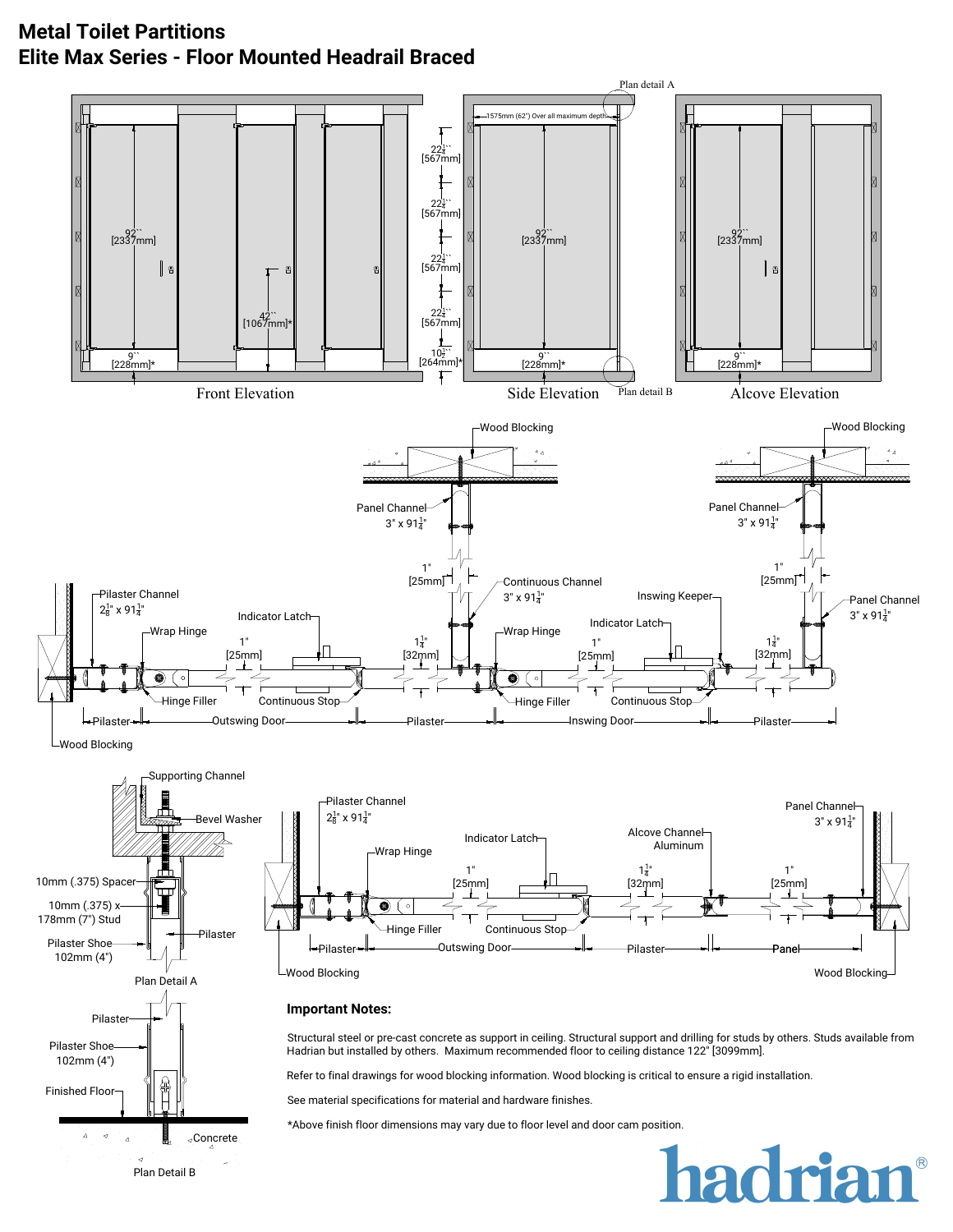# Metal Toilet Partitions
## Elite Max Series - Floor Mounted Headrail Braced

Plan detail A

1575mm (62") Over all maximum depth

92" [2337mm]

42" [1067mm]*

9" [228mm]*

22¼" [567mm]

22¼" [567mm]

22¼" [567mm]

22¼" [567mm]

10¼" [264mm]*

Plan detail B

Front Elevation

Side Elevation

Alcove Elevation

Wood Blocking

Panel Channel 3" x 91¼"

1" [25mm]

Continuous Channel 3" x 91¼"

Pilaster Channel 2⅝" x 91¼"

Indicator Latch

Wrap Hinge

1" [25mm]

1¼" [32mm]

Inswing Keeper

Panel Channel 3" x 91¼"

Hinge Filler

Continuous Stop

Pilaster

Outswing Door

Inswing Door

Supporting Channel

Bevel Washer

10mm (.375) Spacer

10mm (.375) x 178mm (7") Stud

Pilaster Shoe 102mm (4")

Plan Detail A

Finished Floor

Concrete

Plan Detail B

Alcove Channel Aluminum

Panel

### Important Notes:

Structural steel or pre-cast concrete as support in ceiling. Structural support and drilling for studs by others. Studs available from Hadrian but installed by others. Maximum recommended floor to ceiling distance 122" [3099mm].

Refer to final drawings for wood blocking information. Wood blocking is critical to ensure a rigid installation.

See material specifications for material and hardware finishes.

*Above finish floor dimensions may vary due to floor level and door cam position.

hadrian®